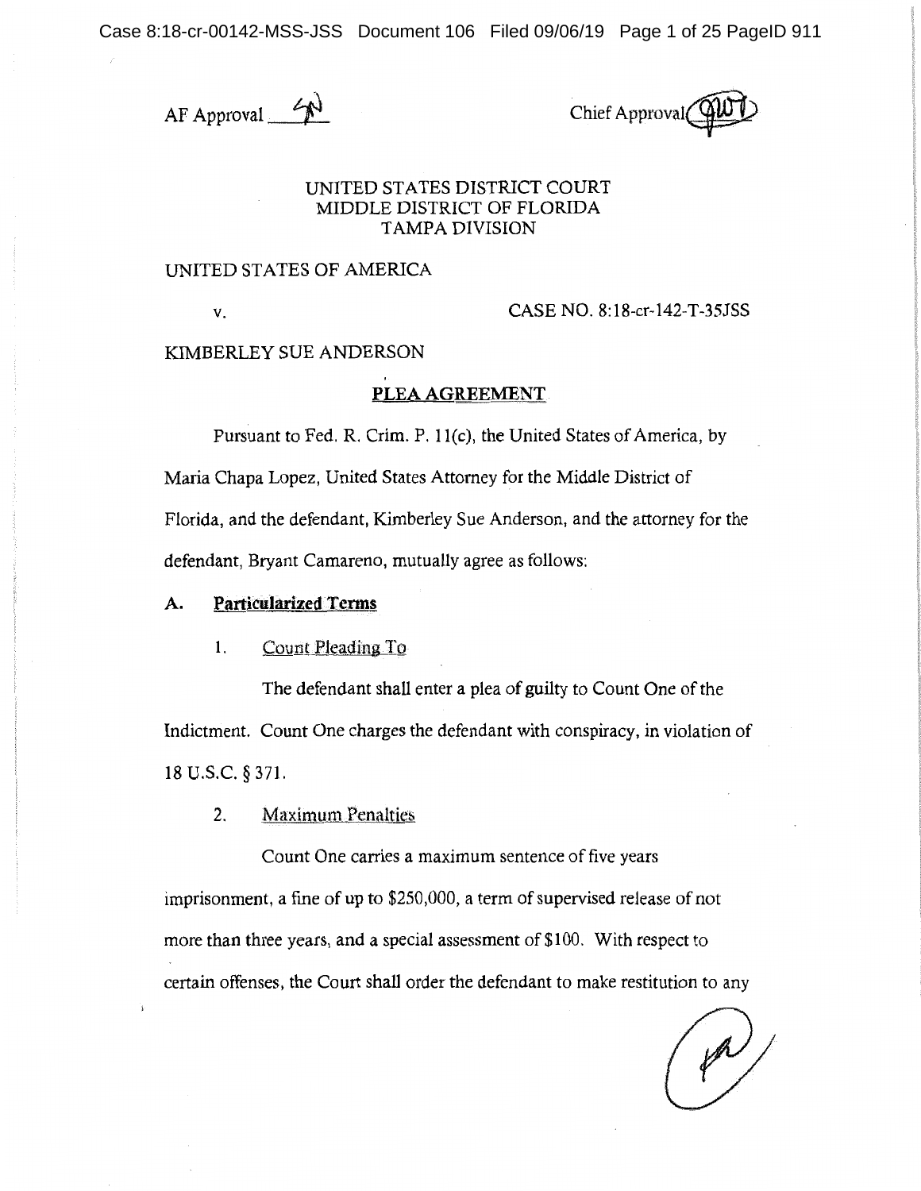AF Approval ____ Chief Approval ____

UNITED STATES DISTRICT COURT
MIDDLE DISTRICT OF FLORIDA
TAMPA DIVISION

UNITED STATES OF AMERICA

v. CASE NO. 8:18-cr-142-T-35JSS

KIMBERLEY SUE ANDERSON

**PLEA AGREEMENT**

Pursuant to Fed. R. Crim. P. 11(c), the United States of America, by Maria Chapa Lopez, United States Attorney for the Middle District of Florida, and the defendant, Kimberley Sue Anderson, and the attorney for the defendant, Bryant Camareno, mutually agree as follows:

**A. Particularized Terms**

1. Count Pleading To

The defendant shall enter a plea of guilty to Count One of the Indictment. Count One charges the defendant with conspiracy, in violation of 18 U.S.C. § 371.

2. Maximum Penalties

Count One carries a maximum sentence of five years imprisonment, a fine of up to $250,000, a term of supervised release of not more than three years, and a special assessment of $100. With respect to certain offenses, the Court shall order the defendant to make restitution to any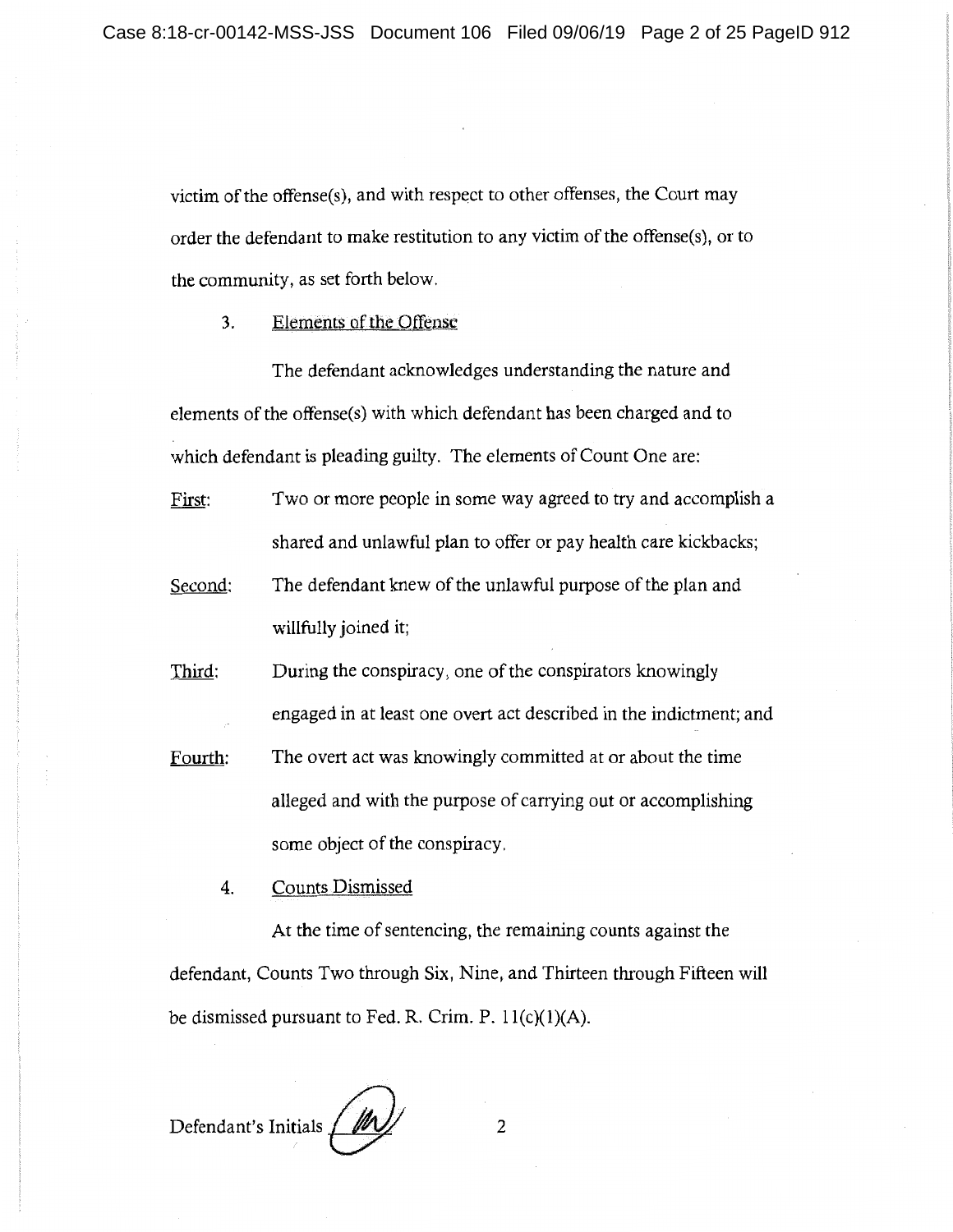victim of the offense(s), and with respect to other offenses, the Court may order the defendant to make restitution to any victim of the offense(s), or to the community, as set forth below.

3. Elements of the Offense

The defendant acknowledges understanding the nature and elements of the offense(s) with which defendant has been charged and to which defendant is pleading guilty. The elements of Count One are:

First: Two or more people in some way agreed to try and accomplish a shared and unlawful plan to offer or pay health care kickbacks;

Second: The defendant knew of the unlawful purpose of the plan and willfully joined it;

Third: During the conspiracy, one of the conspirators knowingly engaged in at least one overt act described in the indictment; and

Fourth: The overt act was knowingly committed at or about the time alleged and with the purpose of carrying out or accomplishing some object of the conspiracy.

4. Counts Dismissed

At the time of sentencing, the remaining counts against the defendant, Counts Two through Six, Nine, and Thirteen through Fifteen will be dismissed pursuant to Fed. R. Crim. P. 11(c)(1)(A).

Defendant's Initials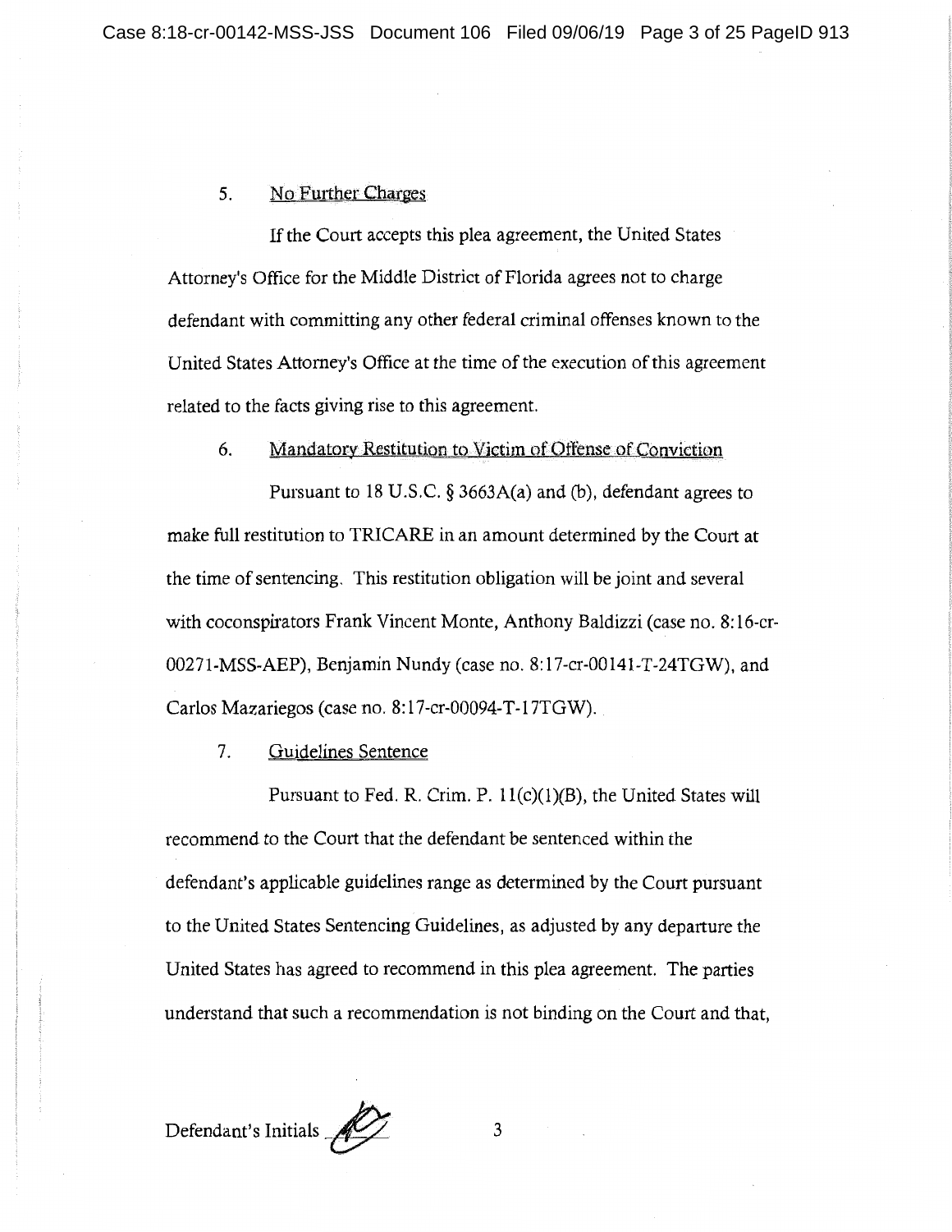5. No Further Charges

If the Court accepts this plea agreement, the United States Attorney's Office for the Middle District of Florida agrees not to charge defendant with committing any other federal criminal offenses known to the United States Attorney's Office at the time of the execution of this agreement related to the facts giving rise to this agreement.

6. Mandatory Restitution to Victim of Offense of Conviction

Pursuant to 18 U.S.C. § 3663A(a) and (b), defendant agrees to make full restitution to TRICARE in an amount determined by the Court at the time of sentencing. This restitution obligation will be joint and several with coconspirators Frank Vincent Monte, Anthony Baldizzi (case no. 8:16-cr-00271-MSS-AEP), Benjamin Nundy (case no. 8:17-cr-00141-T-24TGW), and Carlos Mazariegos (case no. 8:17-cr-00094-T-17TGW).

7. Guidelines Sentence

Pursuant to Fed. R. Crim. P. 11(c)(1)(B), the United States will recommend to the Court that the defendant be sentenced within the defendant's applicable guidelines range as determined by the Court pursuant to the United States Sentencing Guidelines, as adjusted by any departure the United States has agreed to recommend in this plea agreement. The parties understand that such a recommendation is not binding on the Court and that,

Defendant's Initials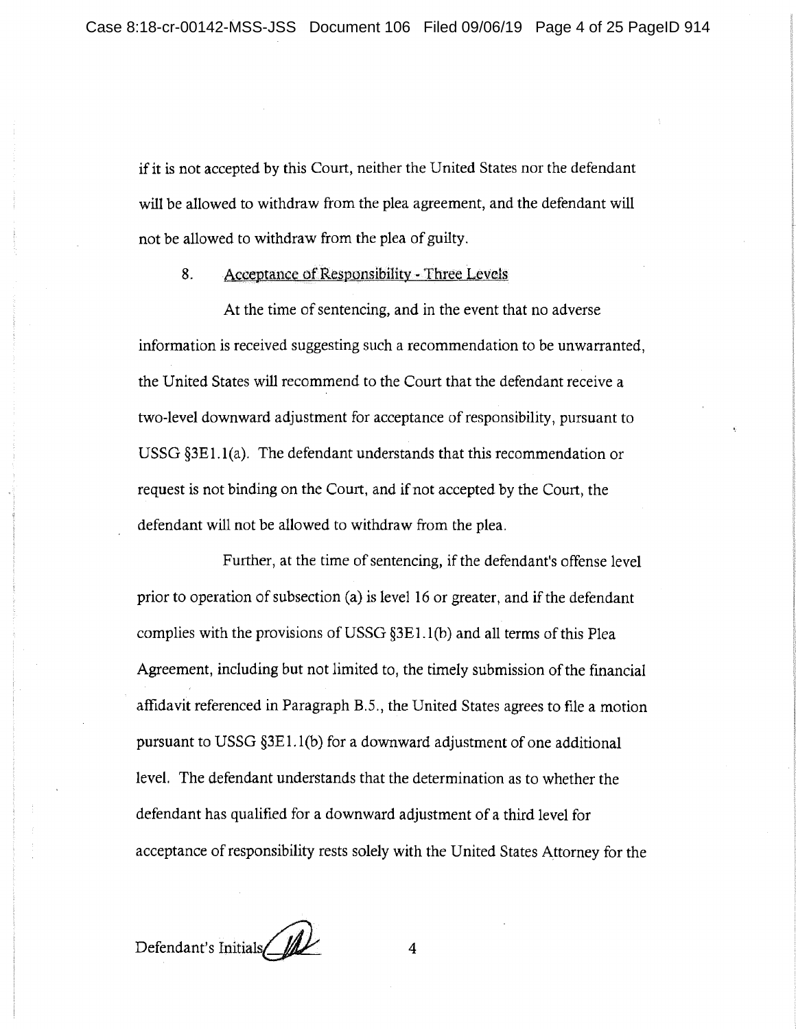if it is not accepted by this Court, neither the United States nor the defendant will be allowed to withdraw from the plea agreement, and the defendant will not be allowed to withdraw from the plea of guilty.

8. Acceptance of Responsibility - Three Levels

At the time of sentencing, and in the event that no adverse information is received suggesting such a recommendation to be unwarranted, the United States will recommend to the Court that the defendant receive a two-level downward adjustment for acceptance of responsibility, pursuant to USSG §3E1.1(a). The defendant understands that this recommendation or request is not binding on the Court, and if not accepted by the Court, the defendant will not be allowed to withdraw from the plea.

Further, at the time of sentencing, if the defendant's offense level prior to operation of subsection (a) is level 16 or greater, and if the defendant complies with the provisions of USSG §3E1.1(b) and all terms of this Plea Agreement, including but not limited to, the timely submission of the financial affidavit referenced in Paragraph B.5., the United States agrees to file a motion pursuant to USSG §3E1.1(b) for a downward adjustment of one additional level. The defendant understands that the determination as to whether the defendant has qualified for a downward adjustment of a third level for acceptance of responsibility rests solely with the United States Attorney for the

Defendant's Initials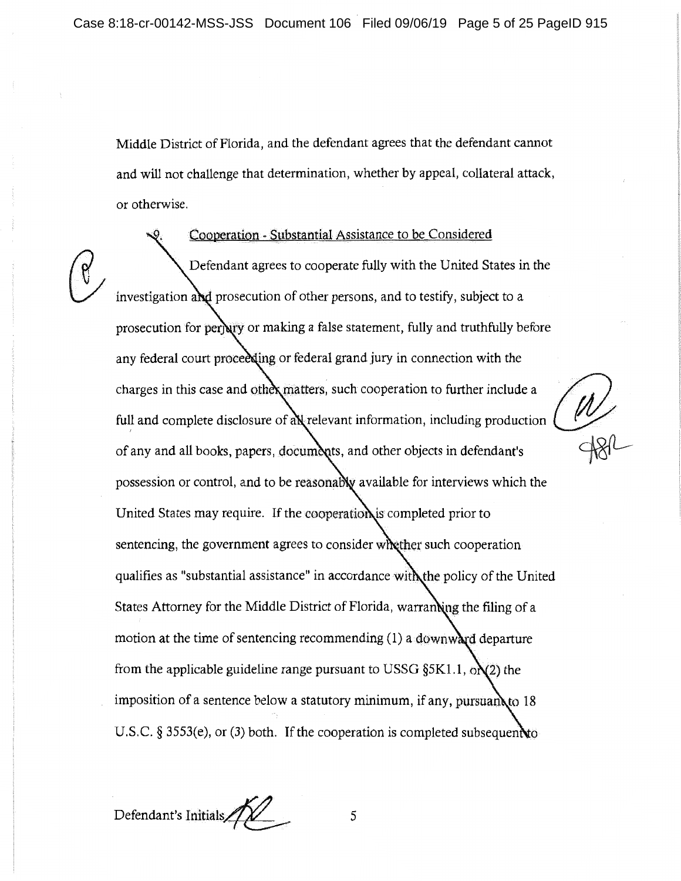Middle District of Florida, and the defendant agrees that the defendant cannot and will not challenge that determination, whether by appeal, collateral attack, or otherwise.

9. Cooperation - Substantial Assistance to be Considered

Defendant agrees to cooperate fully with the United States in the investigation and prosecution of other persons, and to testify, subject to a prosecution for perjury or making a false statement, fully and truthfully before any federal court proceeding or federal grand jury in connection with the charges in this case and other matters, such cooperation to further include a full and complete disclosure of all relevant information, including production of any and all books, papers, documents, and other objects in defendant's possession or control, and to be reasonably available for interviews which the United States may require. If the cooperation is completed prior to sentencing, the government agrees to consider whether such cooperation qualifies as "substantial assistance" in accordance with the policy of the United States Attorney for the Middle District of Florida, warranting the filing of a motion at the time of sentencing recommending (1) a downward departure from the applicable guideline range pursuant to USSG §5K1.1, or (2) the imposition of a sentence below a statutory minimum, if any, pursuant to 18 U.S.C. § 3553(e), or (3) both. If the cooperation is completed subsequent to

Defendant's Initials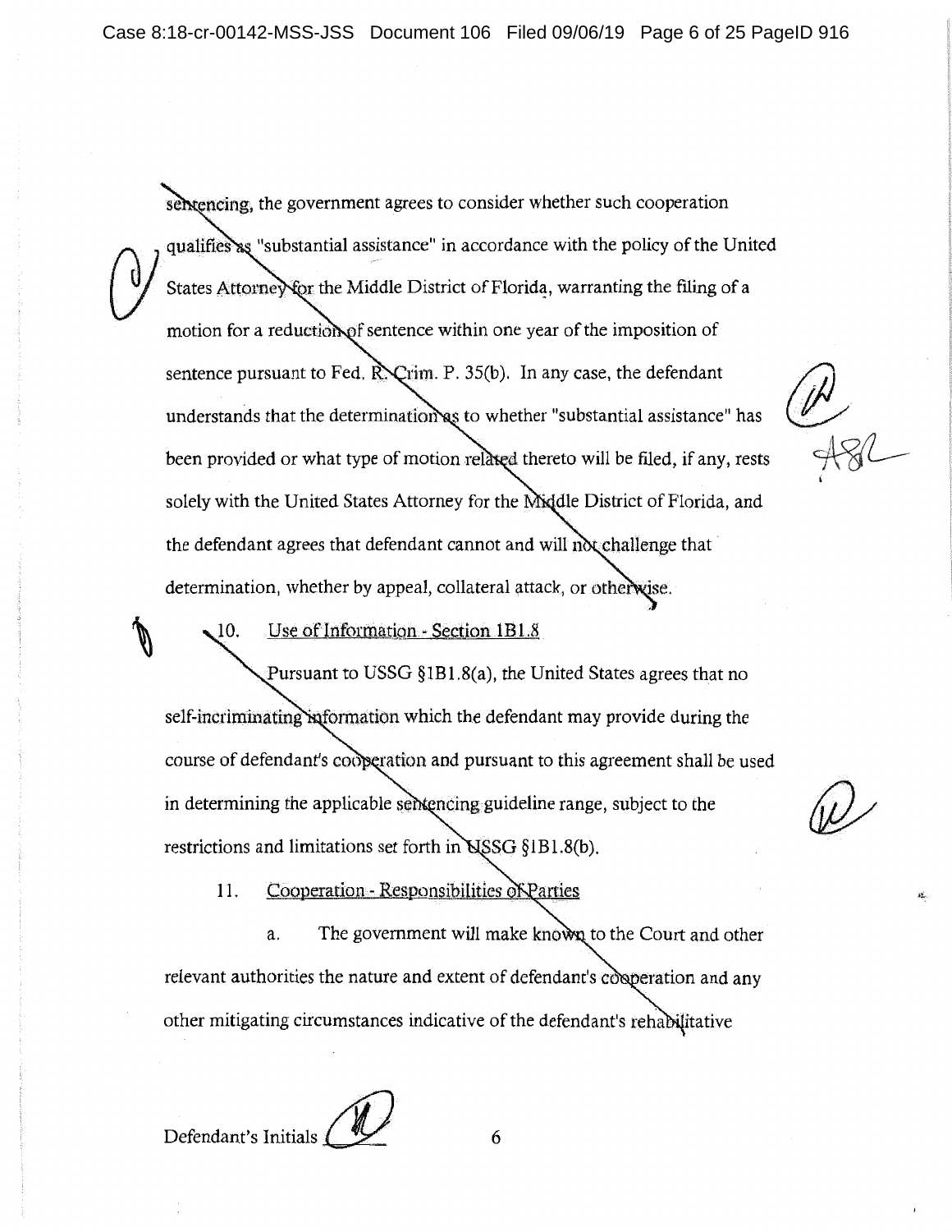sentencing, the government agrees to consider whether such cooperation qualifies as "substantial assistance" in accordance with the policy of the United States Attorney for the Middle District of Florida, warranting the filing of a motion for a reduction of sentence within one year of the imposition of sentence pursuant to Fed. R. Crim. P. 35(b). In any case, the defendant understands that the determination as to whether "substantial assistance" has been provided or what type of motion related thereto will be filed, if any, rests solely with the United States Attorney for the Middle District of Florida, and the defendant agrees that defendant cannot and will not challenge that determination, whether by appeal, collateral attack, or otherwise.

10. Use of Information - Section 1B1.8

Pursuant to USSG §1B1.8(a), the United States agrees that no self-incriminating information which the defendant may provide during the course of defendant's cooperation and pursuant to this agreement shall be used in determining the applicable sentencing guideline range, subject to the restrictions and limitations set forth in USSG §1B1.8(b).

11. Cooperation - Responsibilities of Parties

a. The government will make known to the Court and other relevant authorities the nature and extent of defendant's cooperation and any other mitigating circumstances indicative of the defendant's rehabilitative

Defendant's Initials ______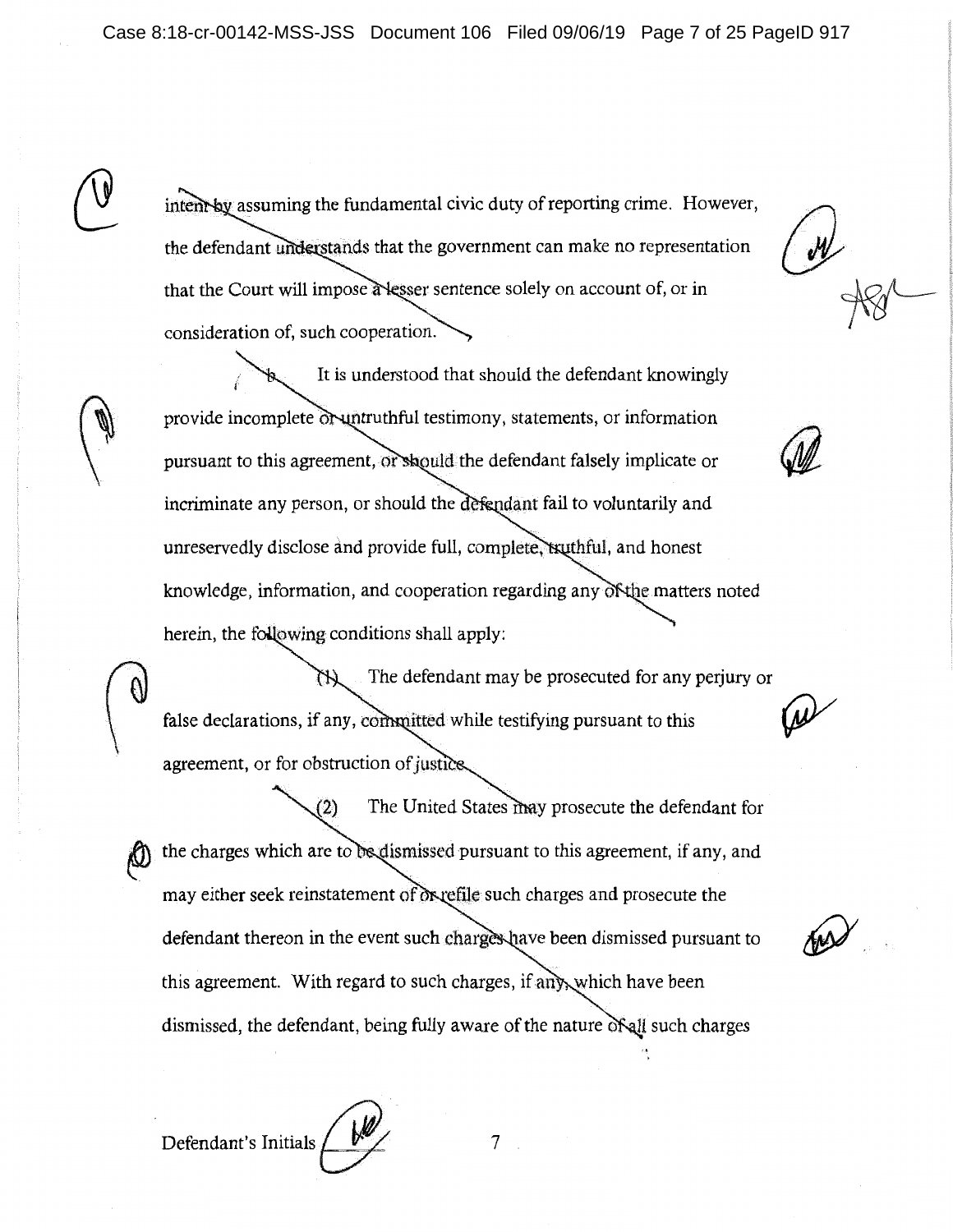intent by assuming the fundamental civic duty of reporting crime. However, the defendant understands that the government can make no representation that the Court will impose a lesser sentence solely on account of, or in consideration of, such cooperation.

b. It is understood that should the defendant knowingly provide incomplete or untruthful testimony, statements, or information pursuant to this agreement, or should the defendant falsely implicate or incriminate any person, or should the defendant fail to voluntarily and unreservedly disclose and provide full, complete, truthful, and honest knowledge, information, and cooperation regarding any of the matters noted herein, the following conditions shall apply:

(1) The defendant may be prosecuted for any perjury or false declarations, if any, committed while testifying pursuant to this agreement, or for obstruction of justice.

(2) The United States may prosecute the defendant for the charges which are to be dismissed pursuant to this agreement, if any, and may either seek reinstatement of or refile such charges and prosecute the defendant thereon in the event such charges have been dismissed pursuant to this agreement. With regard to such charges, if any, which have been dismissed, the defendant, being fully aware of the nature of all such charges

Defendant's Initials ______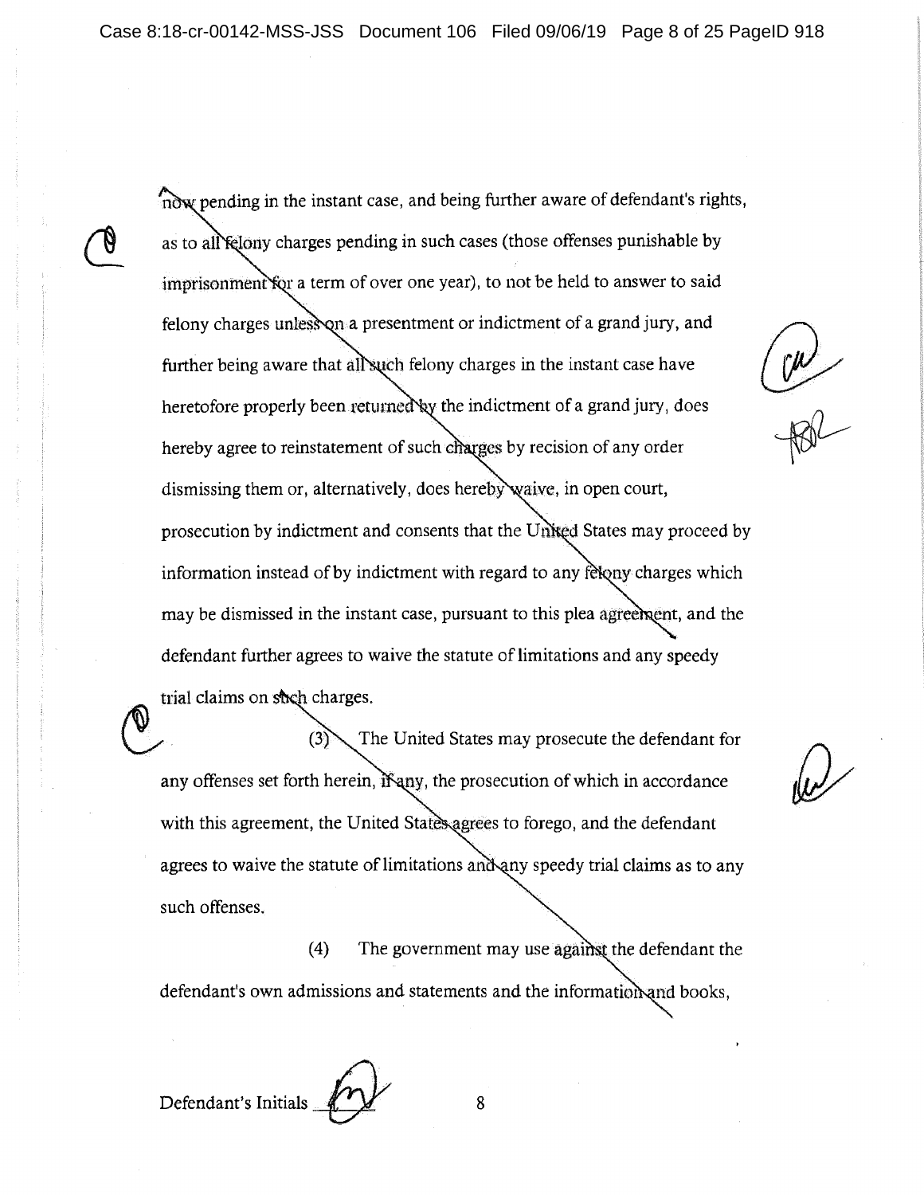now pending in the instant case, and being further aware of defendant's rights, as to all felony charges pending in such cases (those offenses punishable by imprisonment for a term of over one year), to not be held to answer to said felony charges unless on a presentment or indictment of a grand jury, and further being aware that all such felony charges in the instant case have heretofore properly been returned by the indictment of a grand jury, does hereby agree to reinstatement of such charges by recision of any order dismissing them or, alternatively, does hereby waive, in open court, prosecution by indictment and consents that the United States may proceed by information instead of by indictment with regard to any felony charges which may be dismissed in the instant case, pursuant to this plea agreement, and the defendant further agrees to waive the statute of limitations and any speedy trial claims on such charges.

(3) The United States may prosecute the defendant for any offenses set forth herein, if any, the prosecution of which in accordance with this agreement, the United States agrees to forego, and the defendant agrees to waive the statute of limitations and any speedy trial claims as to any such offenses.

(4) The government may use against the defendant the defendant's own admissions and statements and the information and books,

Defendant's Initials ______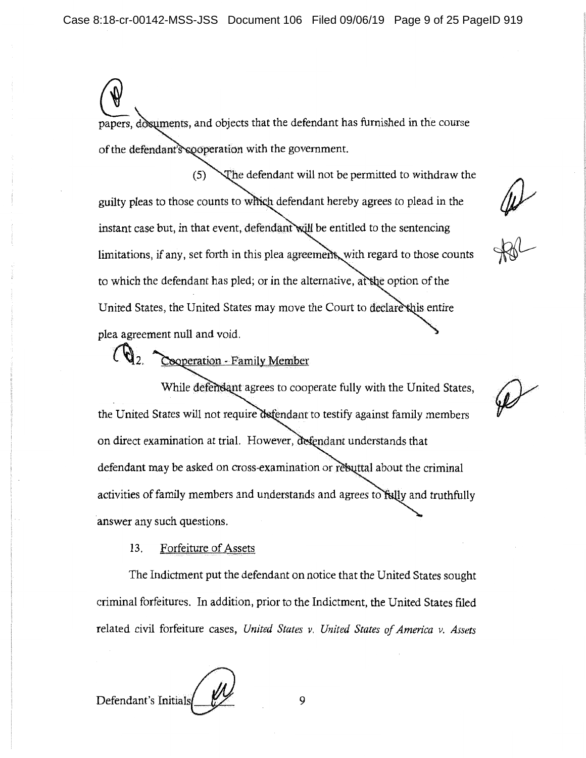papers, documents, and objects that the defendant has furnished in the course of the defendant's cooperation with the government.

(5) The defendant will not be permitted to withdraw the guilty pleas to those counts to which defendant hereby agrees to plead in the instant case but, in that event, defendant will be entitled to the sentencing limitations, if any, set forth in this plea agreement, with regard to those counts to which the defendant has pled; or in the alternative, at the option of the United States, the United States may move the Court to declare this entire plea agreement null and void.

12. Cooperation - Family Member

While defendant agrees to cooperate fully with the United States, the United States will not require defendant to testify against family members on direct examination at trial. However, defendant understands that defendant may be asked on cross-examination or rebuttal about the criminal activities of family members and understands and agrees to fully and truthfully answer any such questions.

13. Forfeiture of Assets

The Indictment put the defendant on notice that the United States sought criminal forfeitures. In addition, prior to the Indictment, the United States filed related civil forfeiture cases, *United States v. United States of America v. Assets*

Defendant's Initials ______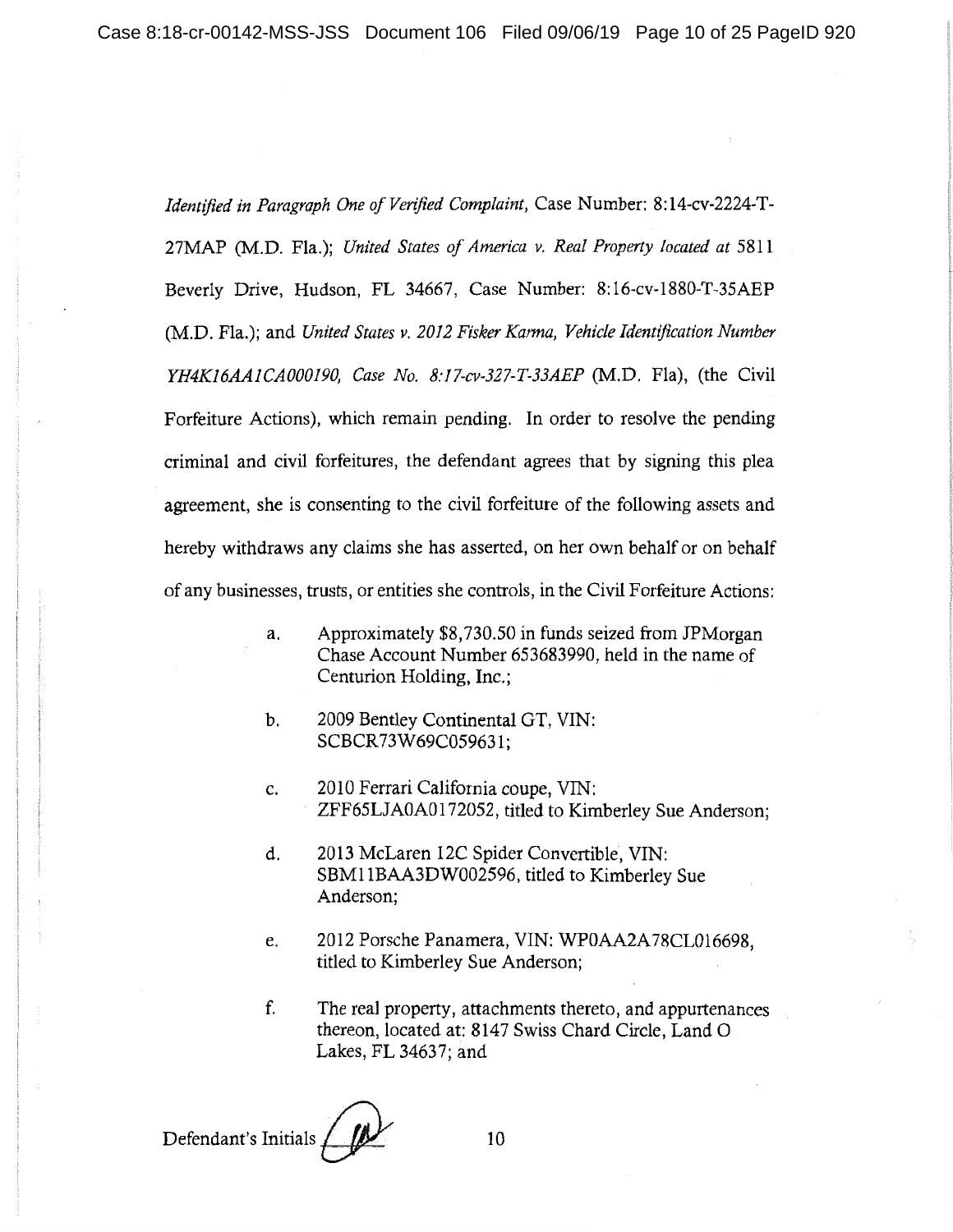*Identified in Paragraph One of Verified Complaint*, Case Number: 8:14-cv-2224-T-27MAP (M.D. Fla.); *United States of America v. Real Property located at* 5811 Beverly Drive, Hudson, FL 34667, Case Number: 8:16-cv-1880-T-35AEP (M.D. Fla.); and *United States v. 2012 Fisker Karma, Vehicle Identification Number YH4K16AA1CA000190, Case No. 8:17-cv-327-T-33AEP* (M.D. Fla), (the Civil Forfeiture Actions), which remain pending. In order to resolve the pending criminal and civil forfeitures, the defendant agrees that by signing this plea agreement, she is consenting to the civil forfeiture of the following assets and hereby withdraws any claims she has asserted, on her own behalf or on behalf of any businesses, trusts, or entities she controls, in the Civil Forfeiture Actions:

a. Approximately $8,730.50 in funds seized from JPMorgan Chase Account Number 653683990, held in the name of Centurion Holding, Inc.;

b. 2009 Bentley Continental GT, VIN: SCBCR73W69C059631;

c. 2010 Ferrari California coupe, VIN: ZFF65LJA0A0172052, titled to Kimberley Sue Anderson;

d. 2013 McLaren 12C Spider Convertible, VIN: SBM11BAA3DW002596, titled to Kimberley Sue Anderson;

e. 2012 Porsche Panamera, VIN: WP0AA2A78CL016698, titled to Kimberley Sue Anderson;

f. The real property, attachments thereto, and appurtenances thereon, located at: 8147 Swiss Chard Circle, Land O Lakes, FL 34637; and

Defendant's Initials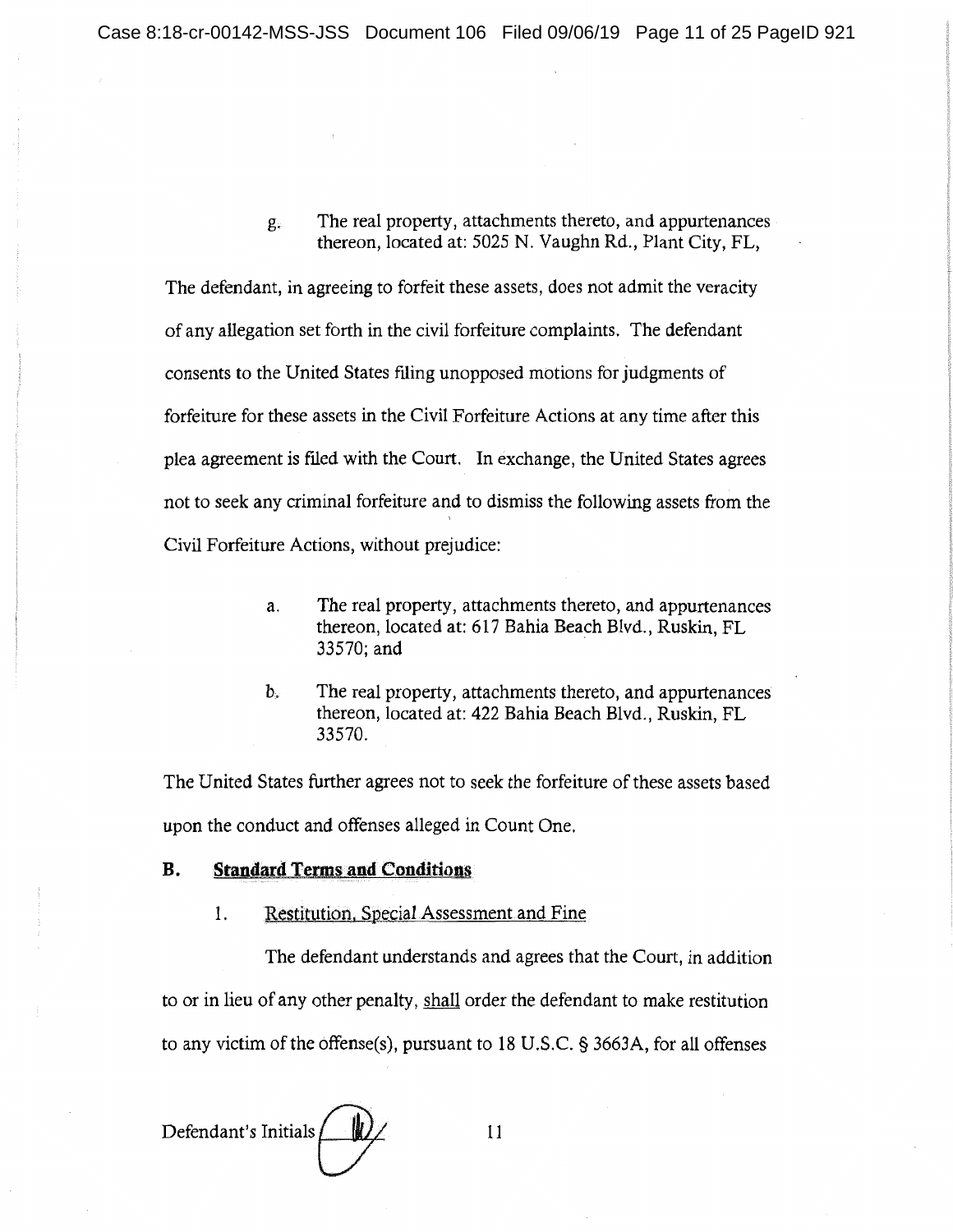g. The real property, attachments thereto, and appurtenances thereon, located at: 5025 N. Vaughn Rd., Plant City, FL,

The defendant, in agreeing to forfeit these assets, does not admit the veracity of any allegation set forth in the civil forfeiture complaints. The defendant consents to the United States filing unopposed motions for judgments of forfeiture for these assets in the Civil Forfeiture Actions at any time after this plea agreement is filed with the Court. In exchange, the United States agrees not to seek any criminal forfeiture and to dismiss the following assets from the Civil Forfeiture Actions, without prejudice:

a. The real property, attachments thereto, and appurtenances thereon, located at: 617 Bahia Beach Blvd., Ruskin, FL 33570; and

b. The real property, attachments thereto, and appurtenances thereon, located at: 422 Bahia Beach Blvd., Ruskin, FL 33570.

The United States further agrees not to seek the forfeiture of these assets based upon the conduct and offenses alleged in Count One.

## B. Standard Terms and Conditions

### 1. Restitution, Special Assessment and Fine

The defendant understands and agrees that the Court, in addition to or in lieu of any other penalty, shall order the defendant to make restitution to any victim of the offense(s), pursuant to 18 U.S.C. § 3663A, for all offenses

Defendant's Initials ____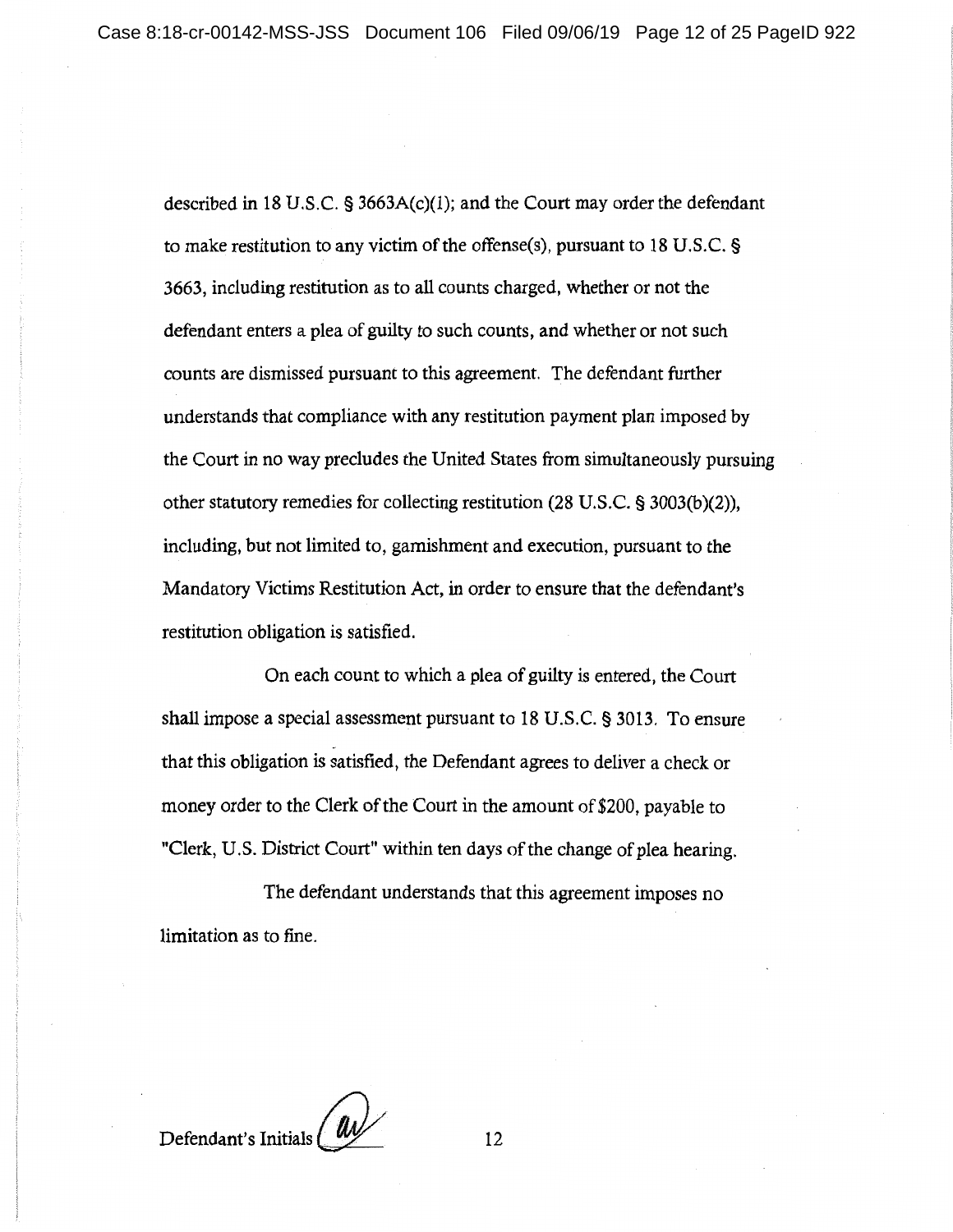described in 18 U.S.C. § 3663A(c)(1); and the Court may order the defendant to make restitution to any victim of the offense(s), pursuant to 18 U.S.C. § 3663, including restitution as to all counts charged, whether or not the defendant enters a plea of guilty to such counts, and whether or not such counts are dismissed pursuant to this agreement. The defendant further understands that compliance with any restitution payment plan imposed by the Court in no way precludes the United States from simultaneously pursuing other statutory remedies for collecting restitution (28 U.S.C. § 3003(b)(2)), including, but not limited to, garnishment and execution, pursuant to the Mandatory Victims Restitution Act, in order to ensure that the defendant's restitution obligation is satisfied.

On each count to which a plea of guilty is entered, the Court shall impose a special assessment pursuant to 18 U.S.C. § 3013. To ensure that this obligation is satisfied, the Defendant agrees to deliver a check or money order to the Clerk of the Court in the amount of $200, payable to "Clerk, U.S. District Court" within ten days of the change of plea hearing.

The defendant understands that this agreement imposes no limitation as to fine.

Defendant's Initials ______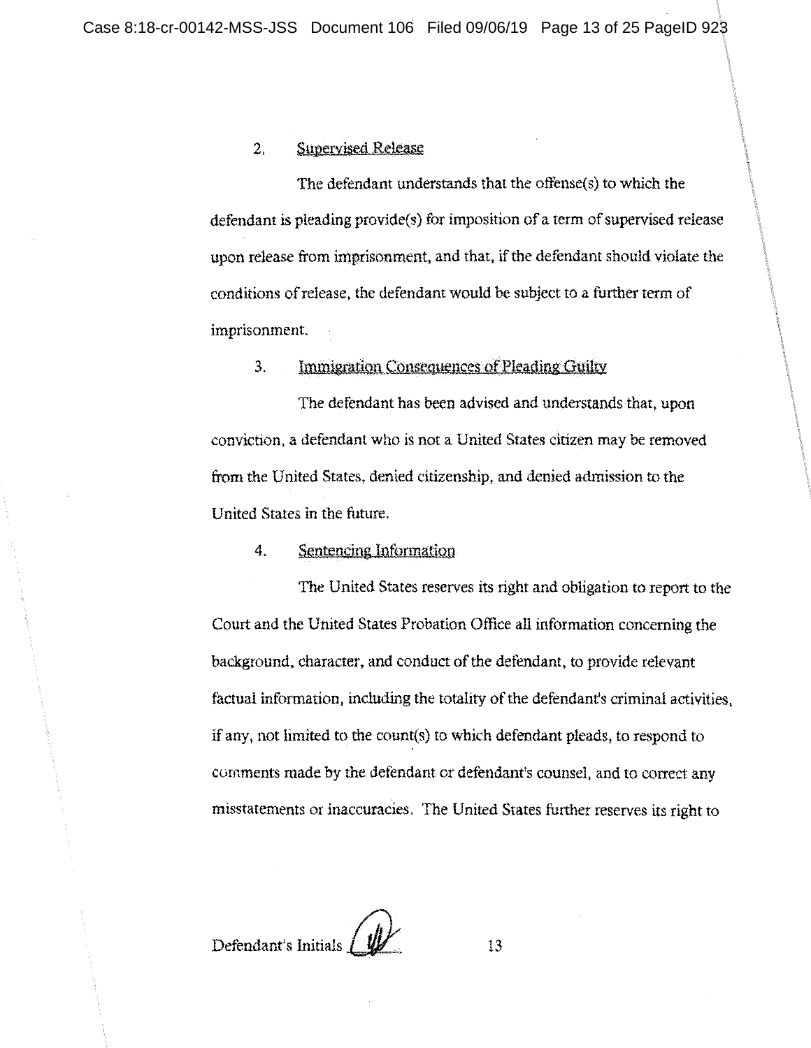2. Supervised Release

The defendant understands that the offense(s) to which the defendant is pleading provide(s) for imposition of a term of supervised release upon release from imprisonment, and that, if the defendant should violate the conditions of release, the defendant would be subject to a further term of imprisonment.

3. Immigration Consequences of Pleading Guilty

The defendant has been advised and understands that, upon conviction, a defendant who is not a United States citizen may be removed from the United States, denied citizenship, and denied admission to the United States in the future.

4. Sentencing Information

The United States reserves its right and obligation to report to the Court and the United States Probation Office all information concerning the background, character, and conduct of the defendant, to provide relevant factual information, including the totality of the defendant's criminal activities, if any, not limited to the count(s) to which defendant pleads, to respond to comments made by the defendant or defendant's counsel, and to correct any misstatements or inaccuracies. The United States further reserves its right to

Defendant's Initials ______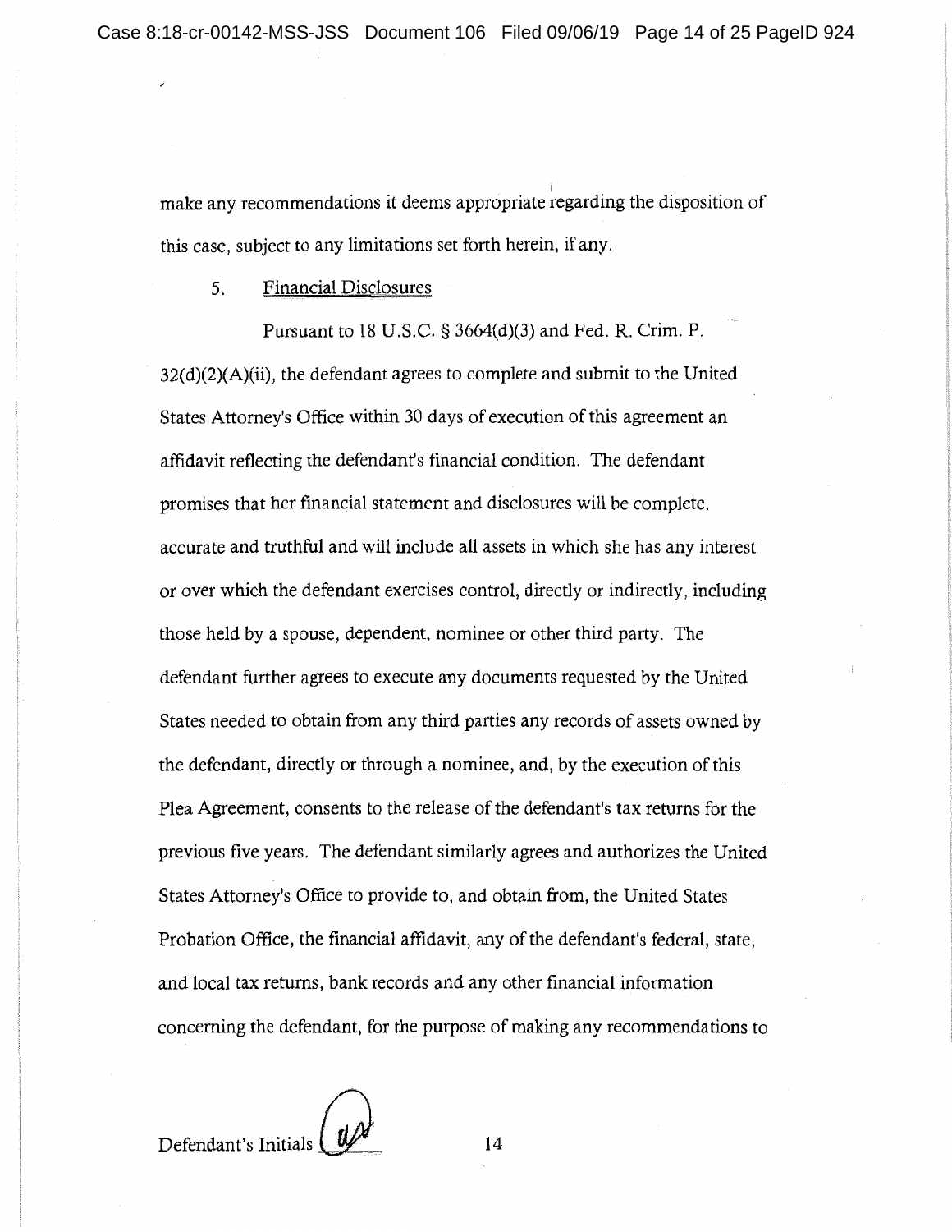make any recommendations it deems appropriate regarding the disposition of this case, subject to any limitations set forth herein, if any.

5. Financial Disclosures

Pursuant to 18 U.S.C. § 3664(d)(3) and Fed. R. Crim. P. 32(d)(2)(A)(ii), the defendant agrees to complete and submit to the United States Attorney's Office within 30 days of execution of this agreement an affidavit reflecting the defendant's financial condition. The defendant promises that her financial statement and disclosures will be complete, accurate and truthful and will include all assets in which she has any interest or over which the defendant exercises control, directly or indirectly, including those held by a spouse, dependent, nominee or other third party. The defendant further agrees to execute any documents requested by the United States needed to obtain from any third parties any records of assets owned by the defendant, directly or through a nominee, and, by the execution of this Plea Agreement, consents to the release of the defendant's tax returns for the previous five years. The defendant similarly agrees and authorizes the United States Attorney's Office to provide to, and obtain from, the United States Probation Office, the financial affidavit, any of the defendant's federal, state, and local tax returns, bank records and any other financial information concerning the defendant, for the purpose of making any recommendations to

Defendant's Initials ______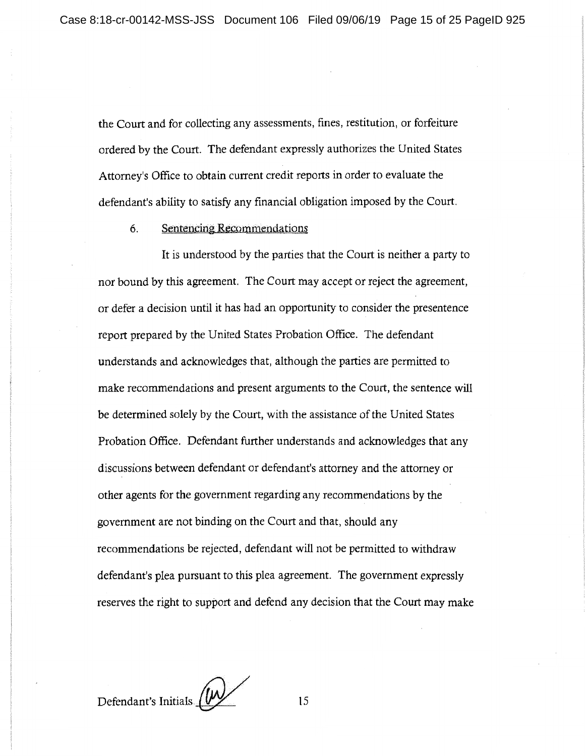the Court and for collecting any assessments, fines, restitution, or forfeiture ordered by the Court. The defendant expressly authorizes the United States Attorney's Office to obtain current credit reports in order to evaluate the defendant's ability to satisfy any financial obligation imposed by the Court.

6. Sentencing Recommendations

It is understood by the parties that the Court is neither a party to nor bound by this agreement. The Court may accept or reject the agreement, or defer a decision until it has had an opportunity to consider the presentence report prepared by the United States Probation Office. The defendant understands and acknowledges that, although the parties are permitted to make recommendations and present arguments to the Court, the sentence will be determined solely by the Court, with the assistance of the United States Probation Office. Defendant further understands and acknowledges that any discussions between defendant or defendant's attorney and the attorney or other agents for the government regarding any recommendations by the government are not binding on the Court and that, should any recommendations be rejected, defendant will not be permitted to withdraw defendant's plea pursuant to this plea agreement. The government expressly reserves the right to support and defend any decision that the Court may make

Defendant's Initials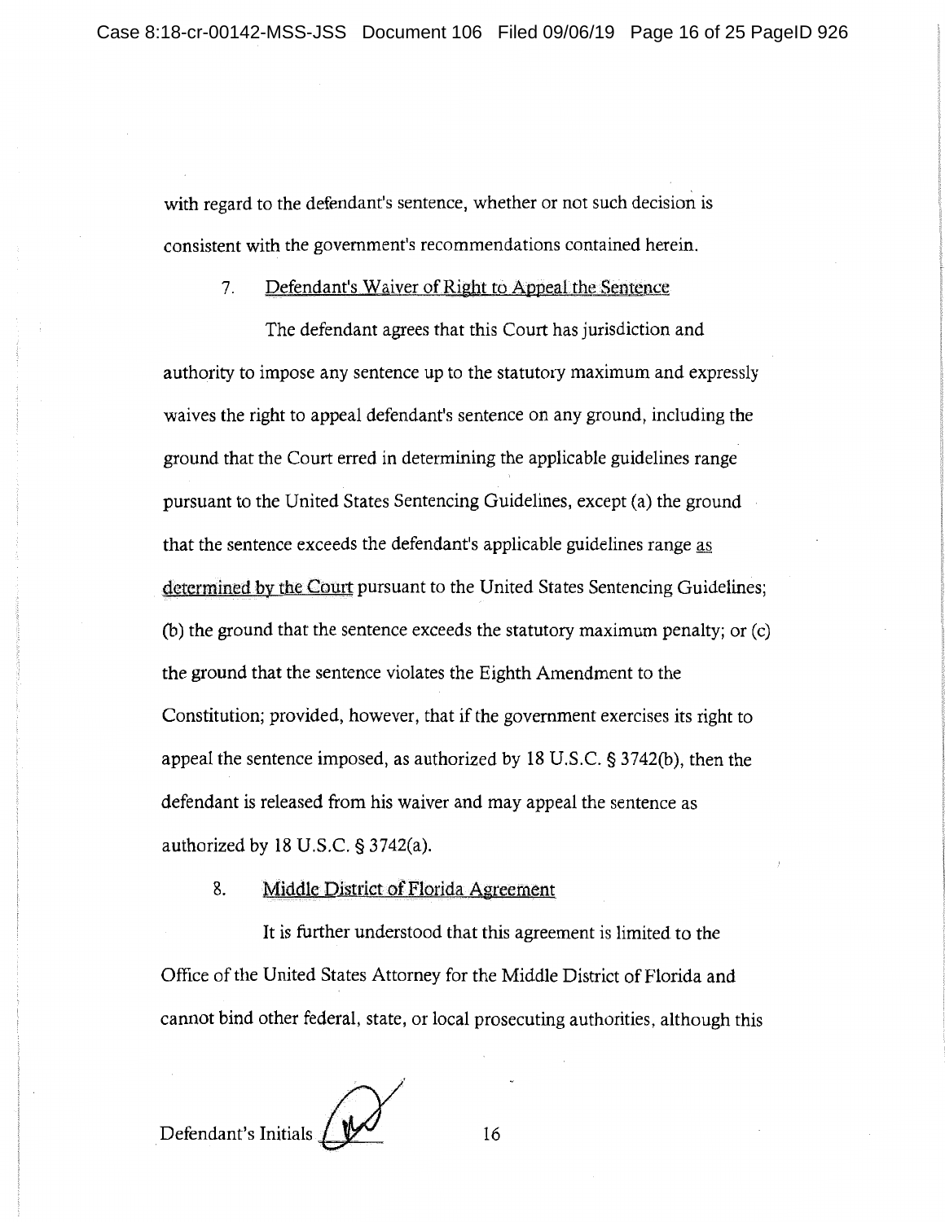with regard to the defendant's sentence, whether or not such decision is consistent with the government's recommendations contained herein.

7. Defendant's Waiver of Right to Appeal the Sentence

The defendant agrees that this Court has jurisdiction and authority to impose any sentence up to the statutory maximum and expressly waives the right to appeal defendant's sentence on any ground, including the ground that the Court erred in determining the applicable guidelines range pursuant to the United States Sentencing Guidelines, except (a) the ground that the sentence exceeds the defendant's applicable guidelines range as determined by the Court pursuant to the United States Sentencing Guidelines; (b) the ground that the sentence exceeds the statutory maximum penalty; or (c) the ground that the sentence violates the Eighth Amendment to the Constitution; provided, however, that if the government exercises its right to appeal the sentence imposed, as authorized by 18 U.S.C. § 3742(b), then the defendant is released from his waiver and may appeal the sentence as authorized by 18 U.S.C. § 3742(a).

8. Middle District of Florida Agreement

It is further understood that this agreement is limited to the Office of the United States Attorney for the Middle District of Florida and cannot bind other federal, state, or local prosecuting authorities, although this

Defendant's Initials ______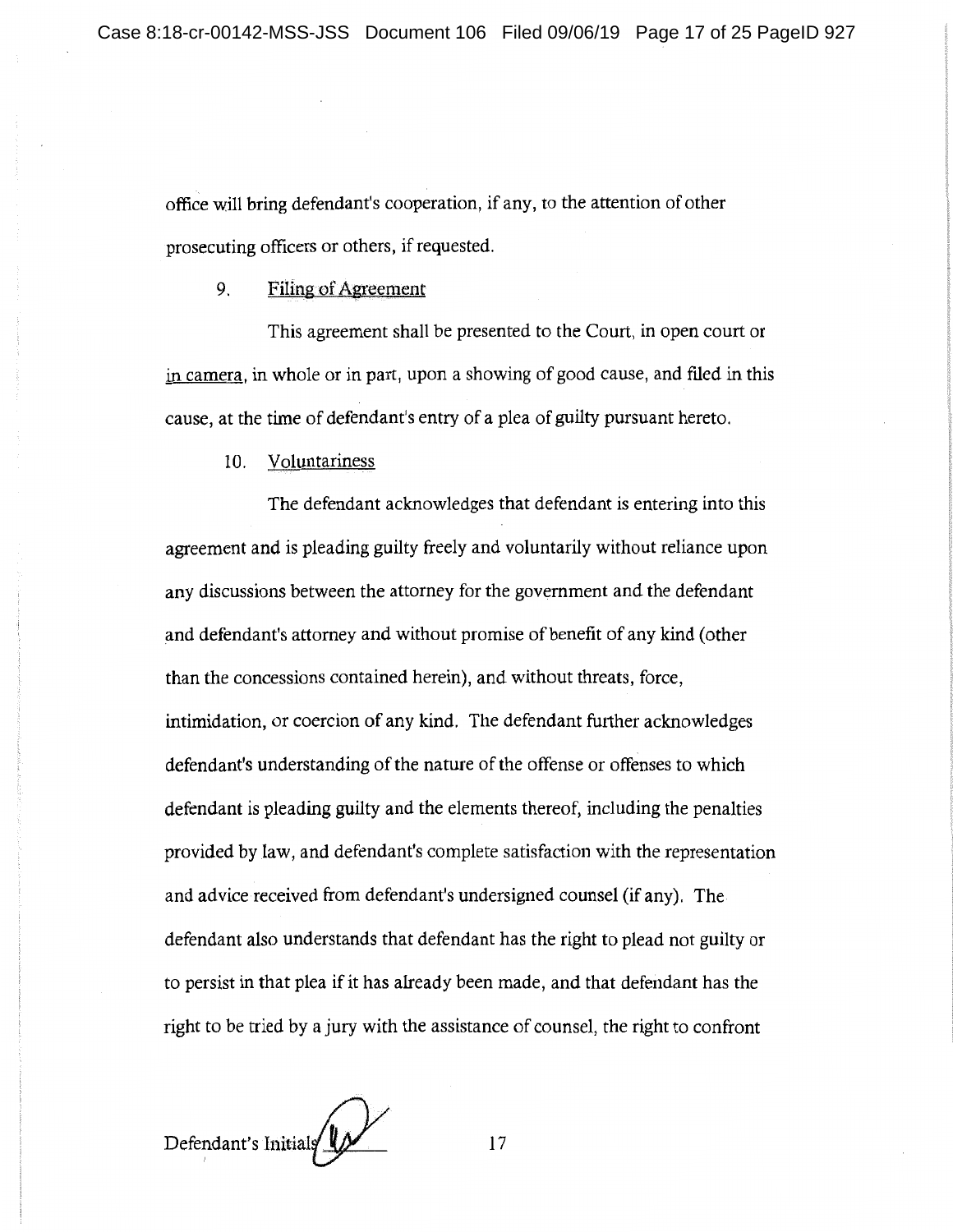office will bring defendant's cooperation, if any, to the attention of other prosecuting officers or others, if requested.

9. Filing of Agreement

This agreement shall be presented to the Court, in open court or in camera, in whole or in part, upon a showing of good cause, and filed in this cause, at the time of defendant's entry of a plea of guilty pursuant hereto.

10. Voluntariness

The defendant acknowledges that defendant is entering into this agreement and is pleading guilty freely and voluntarily without reliance upon any discussions between the attorney for the government and the defendant and defendant's attorney and without promise of benefit of any kind (other than the concessions contained herein), and without threats, force, intimidation, or coercion of any kind. The defendant further acknowledges defendant's understanding of the nature of the offense or offenses to which defendant is pleading guilty and the elements thereof, including the penalties provided by law, and defendant's complete satisfaction with the representation and advice received from defendant's undersigned counsel (if any). The defendant also understands that defendant has the right to plead not guilty or to persist in that plea if it has already been made, and that defendant has the right to be tried by a jury with the assistance of counsel, the right to confront

Defendant's Initials ______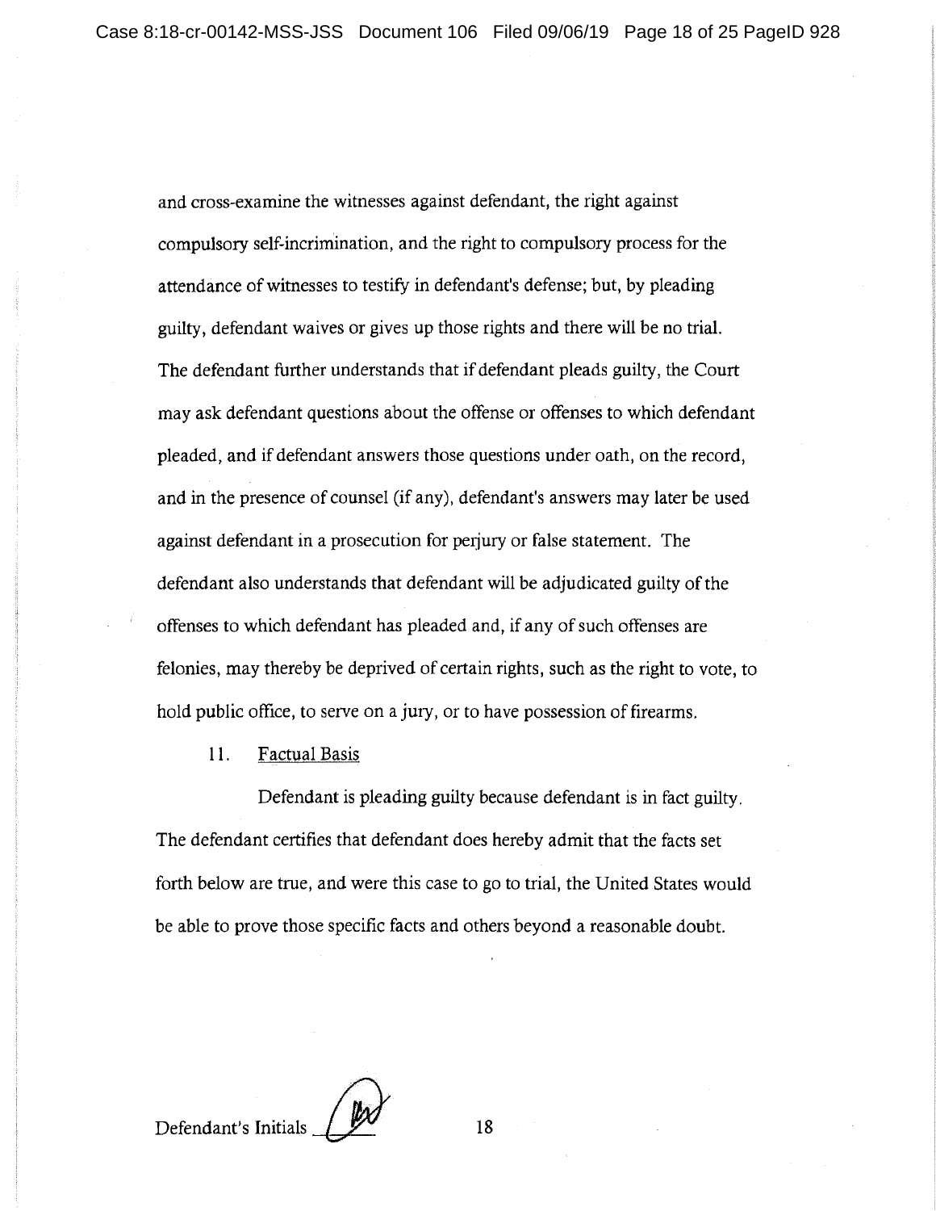and cross-examine the witnesses against defendant, the right against compulsory self-incrimination, and the right to compulsory process for the attendance of witnesses to testify in defendant's defense; but, by pleading guilty, defendant waives or gives up those rights and there will be no trial. The defendant further understands that if defendant pleads guilty, the Court may ask defendant questions about the offense or offenses to which defendant pleaded, and if defendant answers those questions under oath, on the record, and in the presence of counsel (if any), defendant's answers may later be used against defendant in a prosecution for perjury or false statement. The defendant also understands that defendant will be adjudicated guilty of the offenses to which defendant has pleaded and, if any of such offenses are felonies, may thereby be deprived of certain rights, such as the right to vote, to hold public office, to serve on a jury, or to have possession of firearms.

11. Factual Basis

Defendant is pleading guilty because defendant is in fact guilty. The defendant certifies that defendant does hereby admit that the facts set forth below are true, and were this case to go to trial, the United States would be able to prove those specific facts and others beyond a reasonable doubt.

Defendant's Initials ________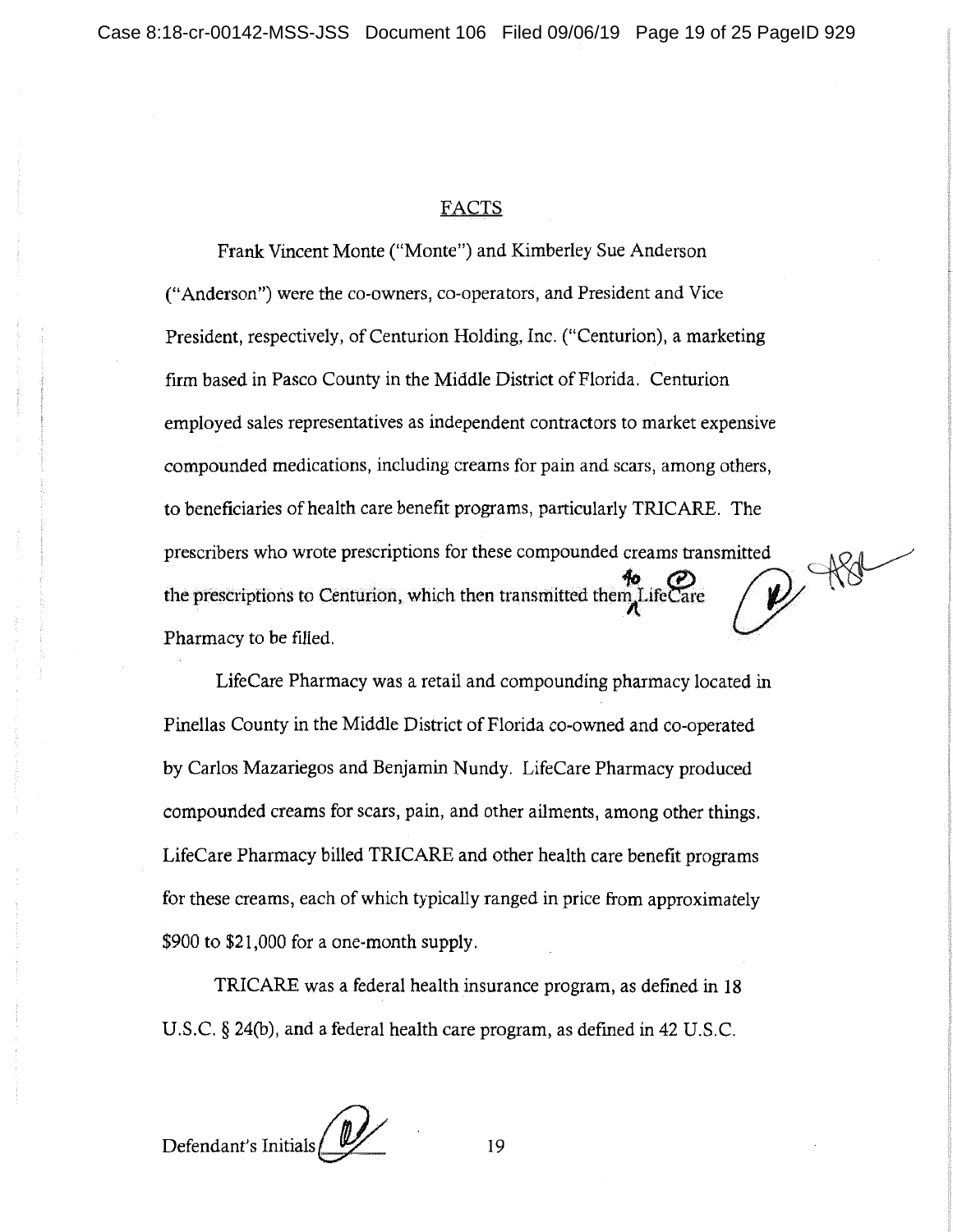## FACTS

Frank Vincent Monte ("Monte") and Kimberley Sue Anderson ("Anderson") were the co-owners, co-operators, and President and Vice President, respectively, of Centurion Holding, Inc. ("Centurion), a marketing firm based in Pasco County in the Middle District of Florida. Centurion employed sales representatives as independent contractors to market expensive compounded medications, including creams for pain and scars, among others, to beneficiaries of health care benefit programs, particularly TRICARE. The prescribers who wrote prescriptions for these compounded creams transmitted the prescriptions to Centurion, which then transmitted them to LifeCare Pharmacy to be filled.

LifeCare Pharmacy was a retail and compounding pharmacy located in Pinellas County in the Middle District of Florida co-owned and co-operated by Carlos Mazariegos and Benjamin Nundy. LifeCare Pharmacy produced compounded creams for scars, pain, and other ailments, among other things. LifeCare Pharmacy billed TRICARE and other health care benefit programs for these creams, each of which typically ranged in price from approximately $900 to $21,000 for a one-month supply.

TRICARE was a federal health insurance program, as defined in 18 U.S.C. § 24(b), and a federal health care program, as defined in 42 U.S.C.

Defendant's Initials ______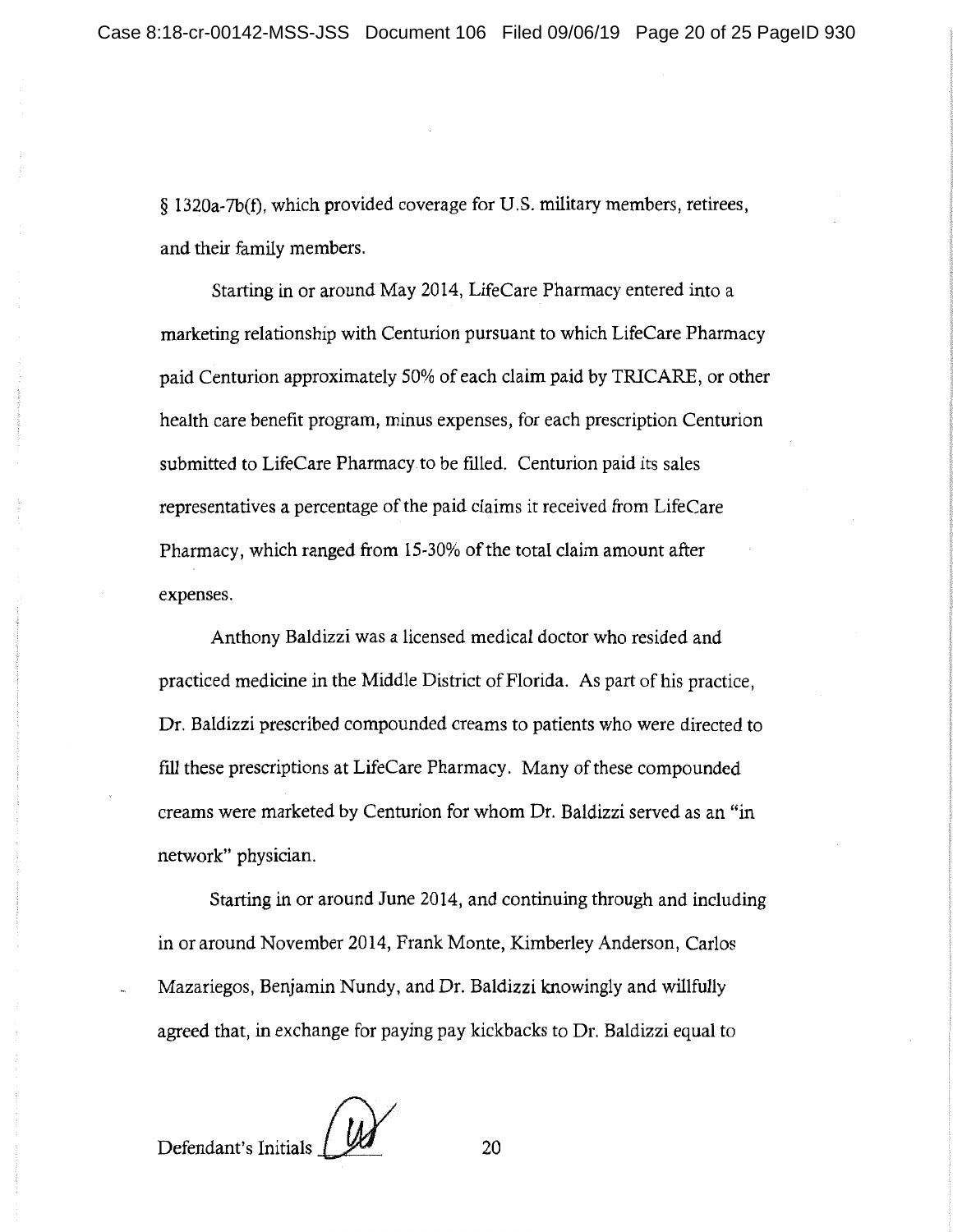§ 1320a-7b(f), which provided coverage for U.S. military members, retirees, and their family members.

Starting in or around May 2014, LifeCare Pharmacy entered into a marketing relationship with Centurion pursuant to which LifeCare Pharmacy paid Centurion approximately 50% of each claim paid by TRICARE, or other health care benefit program, minus expenses, for each prescription Centurion submitted to LifeCare Pharmacy to be filled. Centurion paid its sales representatives a percentage of the paid claims it received from LifeCare Pharmacy, which ranged from 15-30% of the total claim amount after expenses.

Anthony Baldizzi was a licensed medical doctor who resided and practiced medicine in the Middle District of Florida. As part of his practice, Dr. Baldizzi prescribed compounded creams to patients who were directed to fill these prescriptions at LifeCare Pharmacy. Many of these compounded creams were marketed by Centurion for whom Dr. Baldizzi served as an "in network" physician.

Starting in or around June 2014, and continuing through and including in or around November 2014, Frank Monte, Kimberley Anderson, Carlos Mazariegos, Benjamin Nundy, and Dr. Baldizzi knowingly and willfully agreed that, in exchange for paying pay kickbacks to Dr. Baldizzi equal to

Defendant's Initials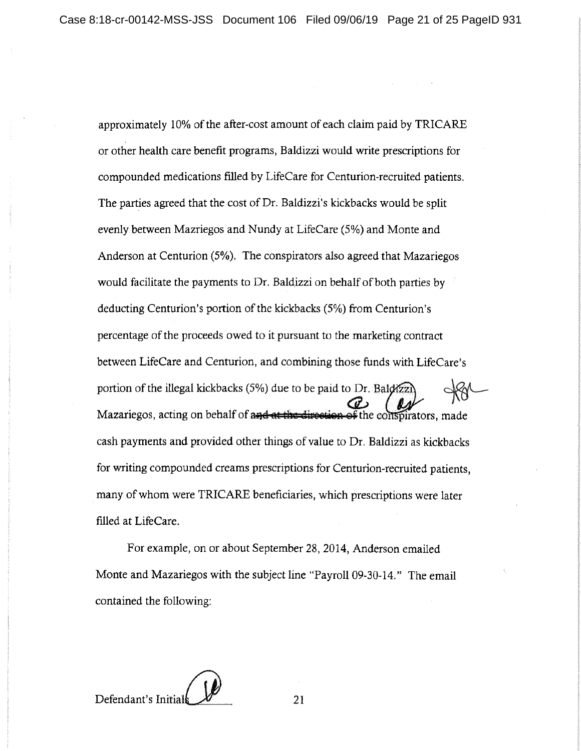approximately 10% of the after-cost amount of each claim paid by TRICARE or other health care benefit programs, Baldizzi would write prescriptions for compounded medications filled by LifeCare for Centurion-recruited patients. The parties agreed that the cost of Dr. Baldizzi's kickbacks would be split evenly between Mazriegos and Nundy at LifeCare (5%) and Monte and Anderson at Centurion (5%). The conspirators also agreed that Mazariegos would facilitate the payments to Dr. Baldizzi on behalf of both parties by deducting Centurion's portion of the kickbacks (5%) from Centurion's percentage of the proceeds owed to it pursuant to the marketing contract between LifeCare and Centurion, and combining those funds with LifeCare's portion of the illegal kickbacks (5%) due to be paid to Dr. Baldizzi. Mazariegos, acting on behalf of ~~and at the direction of~~ the conspirators, made cash payments and provided other things of value to Dr. Baldizzi as kickbacks for writing compounded creams prescriptions for Centurion-recruited patients, many of whom were TRICARE beneficiaries, which prescriptions were later filled at LifeCare.

For example, on or about September 28, 2014, Anderson emailed Monte and Mazariegos with the subject line "Payroll 09-30-14." The email contained the following:

Defendant's Initials ______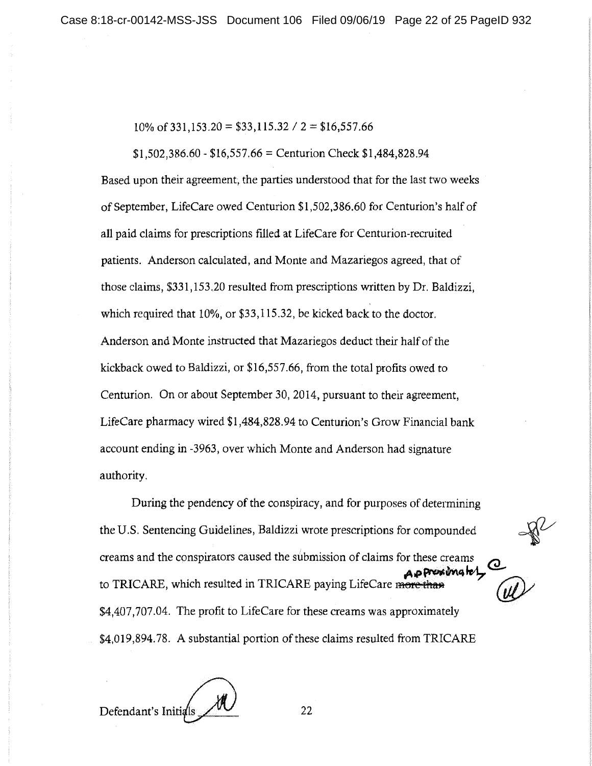10% of 331,153.20 = $33,115.32 / 2 = $16,557.66

$1,502,386.60 - $16,557.66 = Centurion Check $1,484,828.94

Based upon their agreement, the parties understood that for the last two weeks of September, LifeCare owed Centurion $1,502,386.60 for Centurion's half of all paid claims for prescriptions filled at LifeCare for Centurion-recruited patients. Anderson calculated, and Monte and Mazariegos agreed, that of those claims, $331,153.20 resulted from prescriptions written by Dr. Baldizzi, which required that 10%, or $33,115.32, be kicked back to the doctor. Anderson and Monte instructed that Mazariegos deduct their half of the kickback owed to Baldizzi, or $16,557.66, from the total profits owed to Centurion. On or about September 30, 2014, pursuant to their agreement, LifeCare pharmacy wired $1,484,828.94 to Centurion's Grow Financial bank account ending in -3963, over which Monte and Anderson had signature authority.

During the pendency of the conspiracy, and for purposes of determining the U.S. Sentencing Guidelines, Baldizzi wrote prescriptions for compounded creams and the conspirators caused the submission of claims for these creams to TRICARE, which resulted in TRICARE paying LifeCare ~~more than~~ approximately $4,407,707.04. The profit to LifeCare for these creams was approximately $4,019,894.78. A substantial portion of these claims resulted from TRICARE

Defendant's Initials ______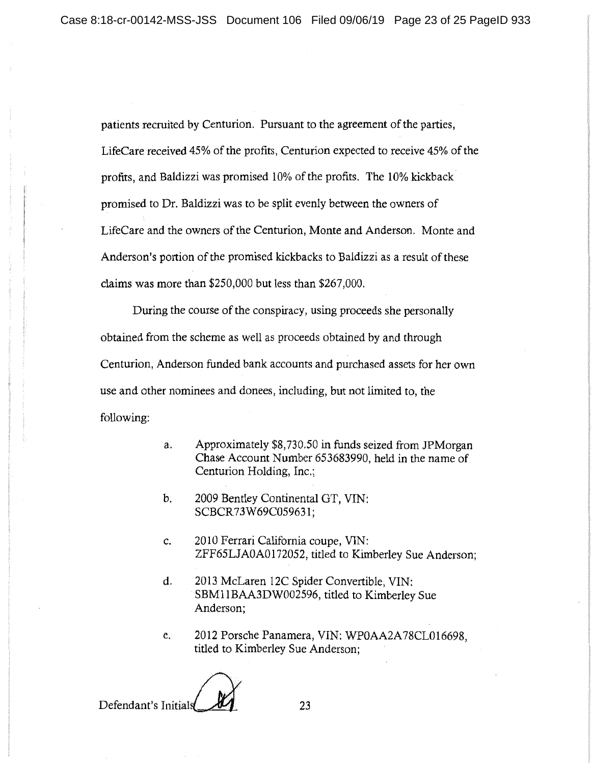patients recruited by Centurion. Pursuant to the agreement of the parties, LifeCare received 45% of the profits, Centurion expected to receive 45% of the profits, and Baldizzi was promised 10% of the profits. The 10% kickback promised to Dr. Baldizzi was to be split evenly between the owners of LifeCare and the owners of the Centurion, Monte and Anderson. Monte and Anderson's portion of the promised kickbacks to Baldizzi as a result of these claims was more than $250,000 but less than $267,000.

During the course of the conspiracy, using proceeds she personally obtained from the scheme as well as proceeds obtained by and through Centurion, Anderson funded bank accounts and purchased assets for her own use and other nominees and donees, including, but not limited to, the following:

a. Approximately $8,730.50 in funds seized from JPMorgan Chase Account Number 653683990, held in the name of Centurion Holding, Inc.;

b. 2009 Bentley Continental GT, VIN: SCBCR73W69C059631;

c. 2010 Ferrari California coupe, VIN: ZFF65LJA0A0172052, titled to Kimberley Sue Anderson;

d. 2013 McLaren 12C Spider Convertible, VIN: SBM11BAA3DW002596, titled to Kimberley Sue Anderson;

e. 2012 Porsche Panamera, VIN: WP0AA2A78CL016698, titled to Kimberley Sue Anderson;

Defendant's Initials ______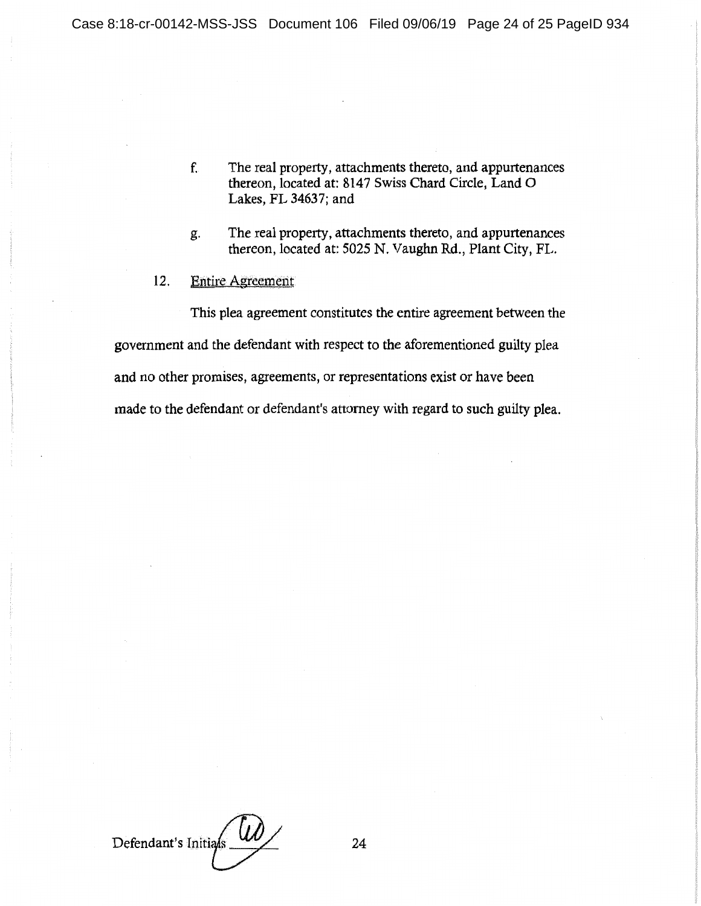f. The real property, attachments thereto, and appurtenances thereon, located at: 8147 Swiss Chard Circle, Land O Lakes, FL 34637; and

g. The real property, attachments thereto, and appurtenances thereon, located at: 5025 N. Vaughn Rd., Plant City, FL.

12. Entire Agreement

This plea agreement constitutes the entire agreement between the government and the defendant with respect to the aforementioned guilty plea and no other promises, agreements, or representations exist or have been made to the defendant or defendant's attorney with regard to such guilty plea.

Defendant's Initials ______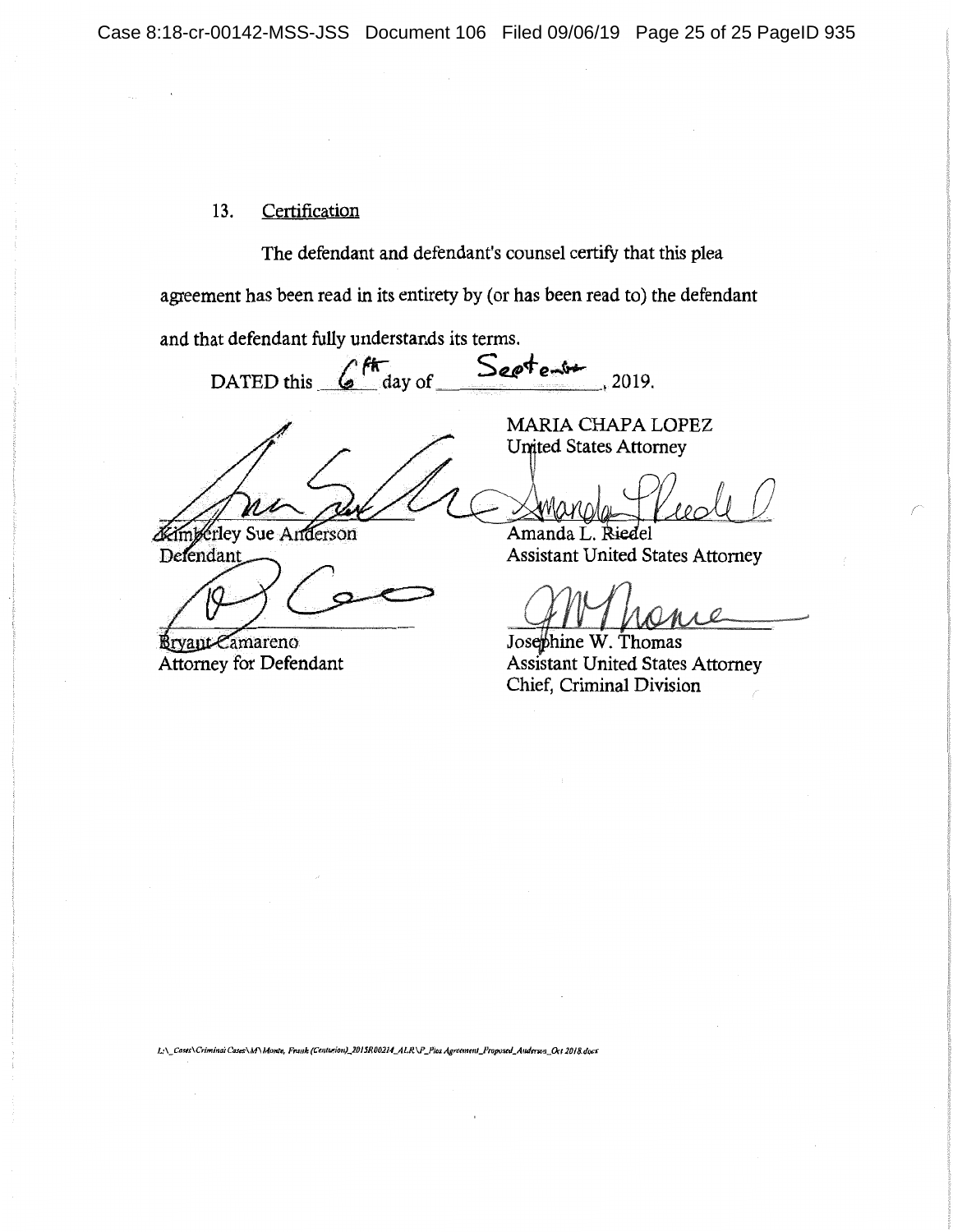13. Certification

The defendant and defendant's counsel certify that this plea agreement has been read in its entirety by (or has been read to) the defendant and that defendant fully understands its terms.

DATED this 6th day of September, 2019.

Kimberley Sue Anderson
Defendant

Bryant Camareno
Attorney for Defendant

MARIA CHAPA LOPEZ
United States Attorney

Amanda L. Riedel
Assistant United States Attorney

Josephine W. Thomas
Assistant United States Attorney
Chief, Criminal Division

L:\_Cases\Criminal Cases\M\Monte, Frank (Centurion)_2015R00214_ALR\P_Plea Agreement_Proposed_Anderson_Oct 2018.docx